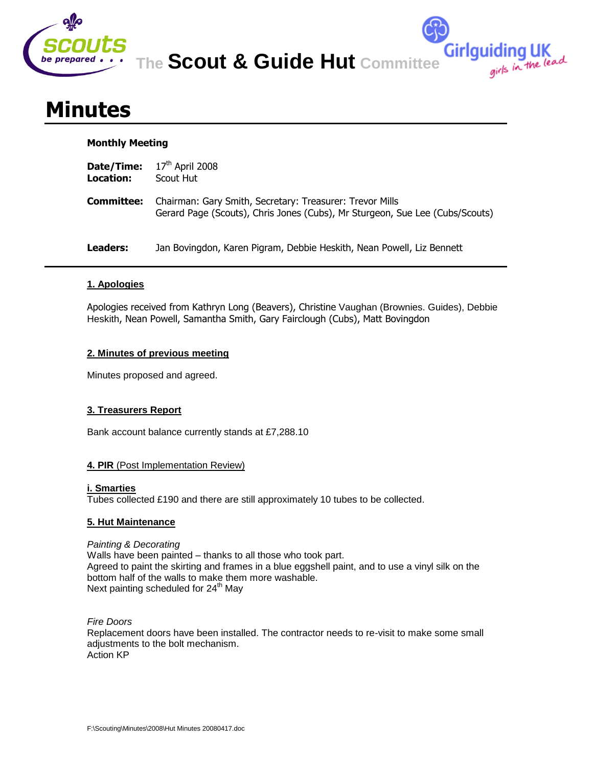The **Scout & Guide Hut** Committee

# Minutes

**Monthly Meeting**

**Date/Time:** 17th April 2008
**Location:** Scout Hut

**Committee:** Chairman: Gary Smith, Secretary: Treasurer: Trevor Mills
Gerard Page (Scouts), Chris Jones (Cubs), Mr Sturgeon, Sue Lee (Cubs/Scouts)

**Leaders:** Jan Bovingdon, Karen Pigram, Debbie Heskith, Nean Powell, Liz Bennett

## 1. Apologies

Apologies received from Kathryn Long (Beavers), Christine Vaughan (Brownies. Guides), Debbie Heskith, Nean Powell, Samantha Smith, Gary Fairclough (Cubs), Matt Bovingdon

## 2. Minutes of previous meeting

Minutes proposed and agreed.

## 3. Treasurers Report

Bank account balance currently stands at £7,288.10

## 4. PIR (Post Implementation Review)

### i. Smarties

Tubes collected £190 and there are still approximately 10 tubes to be collected.

## 5. Hut Maintenance

*Painting & Decorating*
Walls have been painted – thanks to all those who took part.
Agreed to paint the skirting and frames in a blue eggshell paint, and to use a vinyl silk on the bottom half of the walls to make them more washable.
Next painting scheduled for 24th May

*Fire Doors*
Replacement doors have been installed. The contractor needs to re-visit to make some small adjustments to the bolt mechanism.
Action KP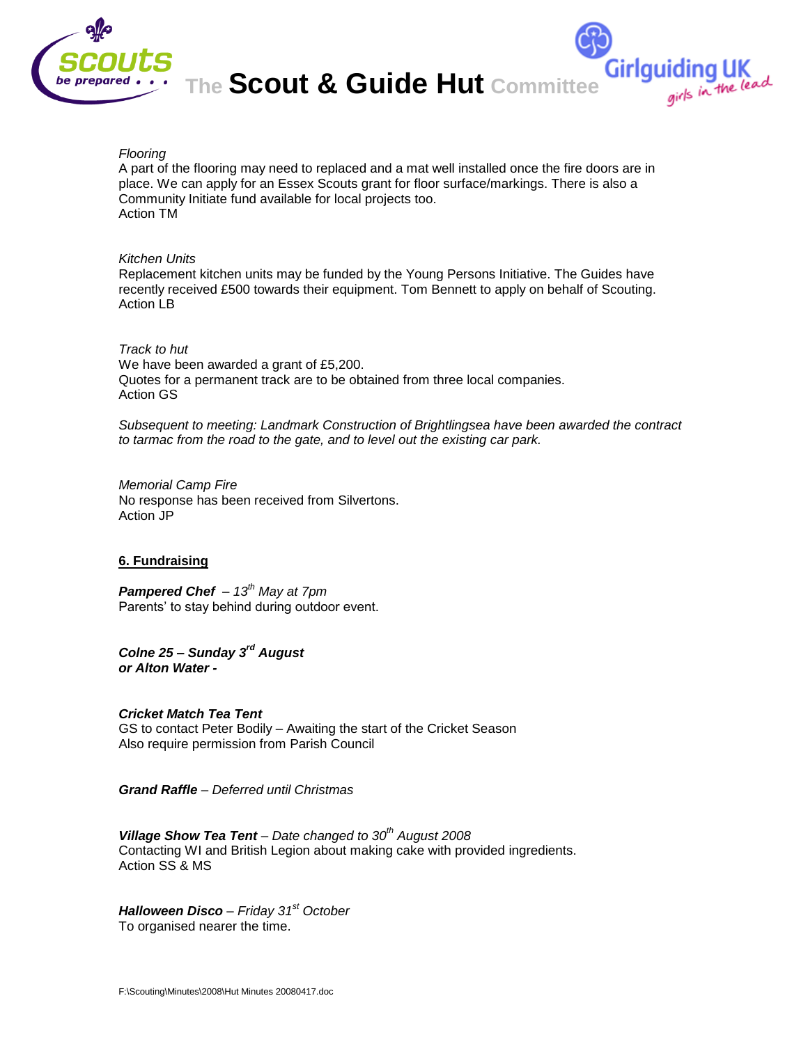*Flooring*
A part of the flooring may need to replaced and a mat well installed once the fire doors are in place. We can apply for an Essex Scouts grant for floor surface/markings. There is also a Community Initiate fund available for local projects too.
Action TM

*Kitchen Units*
Replacement kitchen units may be funded by the Young Persons Initiative. The Guides have recently received £500 towards their equipment. Tom Bennett to apply on behalf of Scouting.
Action LB

*Track to hut*
We have been awarded a grant of £5,200.
Quotes for a permanent track are to be obtained from three local companies.
Action GS

*Subsequent to meeting: Landmark Construction of Brightlingsea have been awarded the contract to tarmac from the road to the gate, and to level out the existing car park.*

*Memorial Camp Fire*
No response has been received from Silvertons.
Action JP

## 6. Fundraising

***Pampered Chef*** *– 13th May at 7pm*
Parents' to stay behind during outdoor event.

***Colne 25 – Sunday 3rd August***
***or Alton Water -***

***Cricket Match Tea Tent***
GS to contact Peter Bodily – Awaiting the start of the Cricket Season
Also require permission from Parish Council

***Grand Raffle*** *– Deferred until Christmas*

***Village Show Tea Tent*** *– Date changed to 30th August 2008*
Contacting WI and British Legion about making cake with provided ingredients.
Action SS & MS

***Halloween Disco*** *– Friday 31st October*
To organised nearer the time.

F:\Scouting\Minutes\2008\Hut Minutes 20080417.doc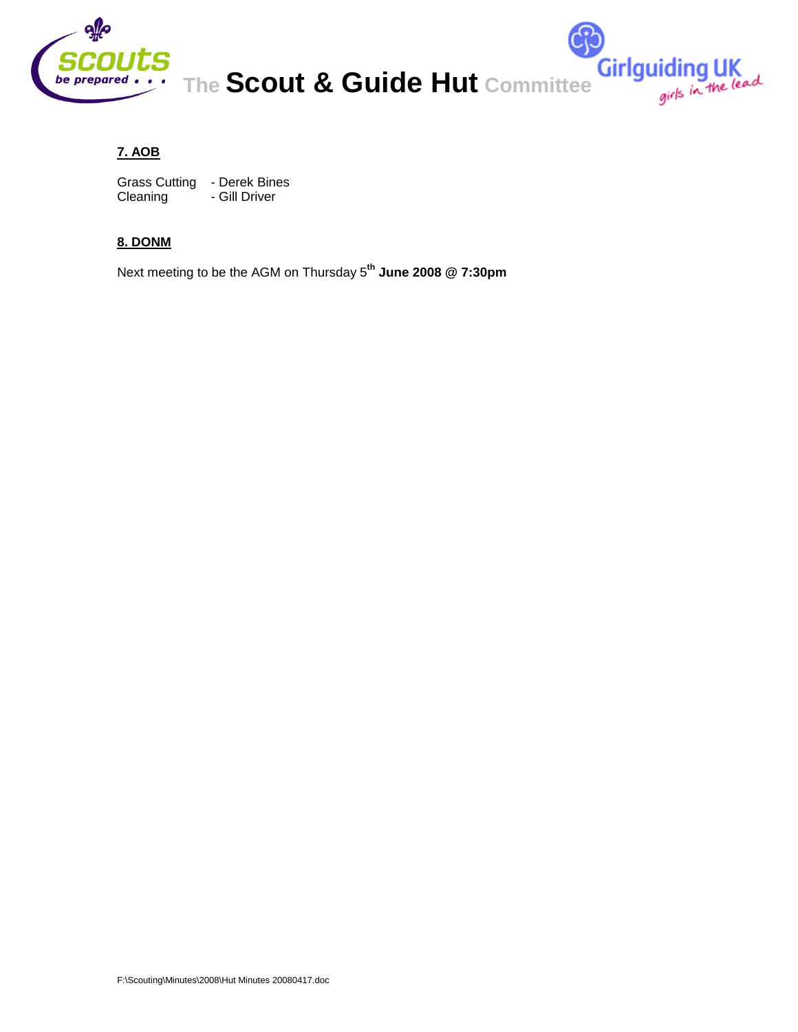## 7. AOB

Grass Cutting - Derek Bines
Cleaning - Gill Driver

## 8. DONM

Next meeting to be the AGM on Thursday 5th **June 2008** @ **7:30pm**